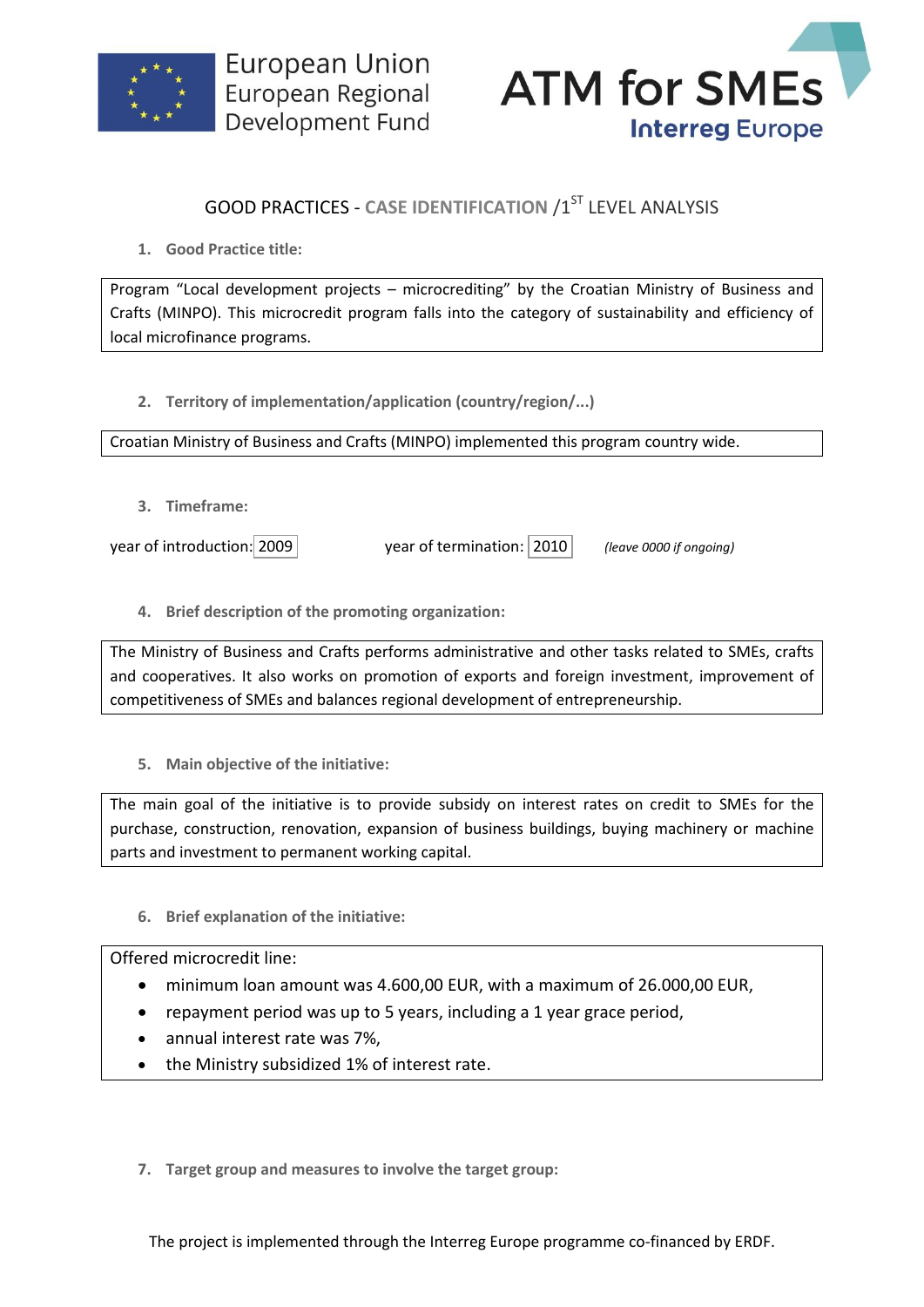European Union
European Regional
Development Fund

ATM for SMEs
Interreg Europe

# GOOD PRACTICES - CASE IDENTIFICATION /1[ST] LEVEL ANALYSIS

1. **Good Practice title:**

Program "Local development projects – microcrediting" by the Croatian Ministry of Business and Crafts (MINPO). This microcredit program falls into the category of sustainability and efficiency of local microfinance programs.

2. **Territory of implementation/application (country/region/...)**

Croatian Ministry of Business and Crafts (MINPO) implemented this program country wide.

3. **Timeframe:**

year of introduction: 2009 year of termination: 2010 *(leave 0000 if ongoing)*

4. **Brief description of the promoting organization:**

The Ministry of Business and Crafts performs administrative and other tasks related to SMEs, crafts and cooperatives. It also works on promotion of exports and foreign investment, improvement of competitiveness of SMEs and balances regional development of entrepreneurship.

5. **Main objective of the initiative:**

The main goal of the initiative is to provide subsidy on interest rates on credit to SMEs for the purchase, construction, renovation, expansion of business buildings, buying machinery or machine parts and investment to permanent working capital.

6. **Brief explanation of the initiative:**

Offered microcredit line:

- minimum loan amount was 4.600,00 EUR, with a maximum of 26.000,00 EUR,
- repayment period was up to 5 years, including a 1 year grace period,
- annual interest rate was 7%,
- the Ministry subsidized 1% of interest rate.

7. **Target group and measures to involve the target group:**

The project is implemented through the Interreg Europe programme co-financed by ERDF.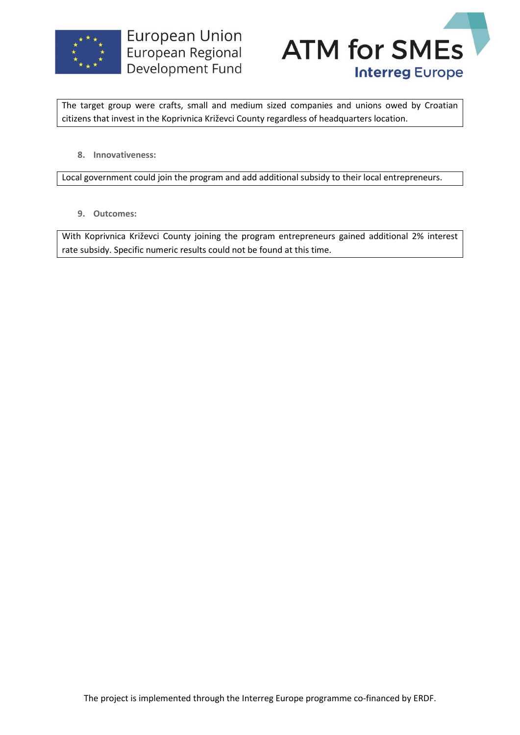The target group were crafts, small and medium sized companies and unions owed by Croatian citizens that invest in the Koprivnica Križevci County regardless of headquarters location.

8. **Innovativeness:**

Local government could join the program and add additional subsidy to their local entrepreneurs.

9. **Outcomes:**

With Koprivnica Križevci County joining the program entrepreneurs gained additional 2% interest rate subsidy. Specific numeric results could not be found at this time.